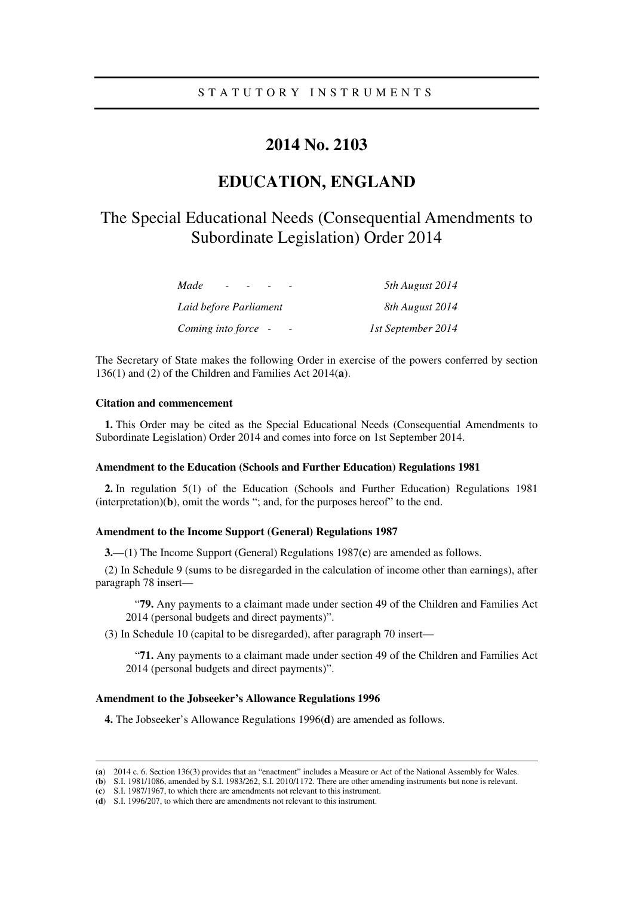STATUTORY INSTRUMENTS

# 2014 No. 2103

# EDUCATION, ENGLAND

## The Special Educational Needs (Consequential Amendments to Subordinate Legislation) Order 2014

| | |
|---|---|
| *Made - - - -* | *5th August 2014* |
| *Laid before Parliament* | *8th August 2014* |
| *Coming into force - -* | *1st September 2014* |

The Secretary of State makes the following Order in exercise of the powers conferred by section 136(1) and (2) of the Children and Families Act 2014(**a**).

### Citation and commencement

**1.** This Order may be cited as the Special Educational Needs (Consequential Amendments to Subordinate Legislation) Order 2014 and comes into force on 1st September 2014.

### Amendment to the Education (Schools and Further Education) Regulations 1981

**2.** In regulation 5(1) of the Education (Schools and Further Education) Regulations 1981 (interpretation)(**b**), omit the words "; and, for the purposes hereof" to the end.

### Amendment to the Income Support (General) Regulations 1987

**3.**—(1) The Income Support (General) Regulations 1987(**c**) are amended as follows.

(2) In Schedule 9 (sums to be disregarded in the calculation of income other than earnings), after paragraph 78 insert—

> "**79.** Any payments to a claimant made under section 49 of the Children and Families Act 2014 (personal budgets and direct payments)".

(3) In Schedule 10 (capital to be disregarded), after paragraph 70 insert—

> "**71.** Any payments to a claimant made under section 49 of the Children and Families Act 2014 (personal budgets and direct payments)".

### Amendment to the Jobseeker's Allowance Regulations 1996

**4.** The Jobseeker's Allowance Regulations 1996(**d**) are amended as follows.

---

(**a**) 2014 c. 6. Section 136(3) provides that an "enactment" includes a Measure or Act of the National Assembly for Wales.
(**b**) S.I. 1981/1086, amended by S.I. 1983/262, S.I. 2010/1172. There are other amending instruments but none is relevant.
(**c**) S.I. 1987/1967, to which there are amendments not relevant to this instrument.
(**d**) S.I. 1996/207, to which there are amendments not relevant to this instrument.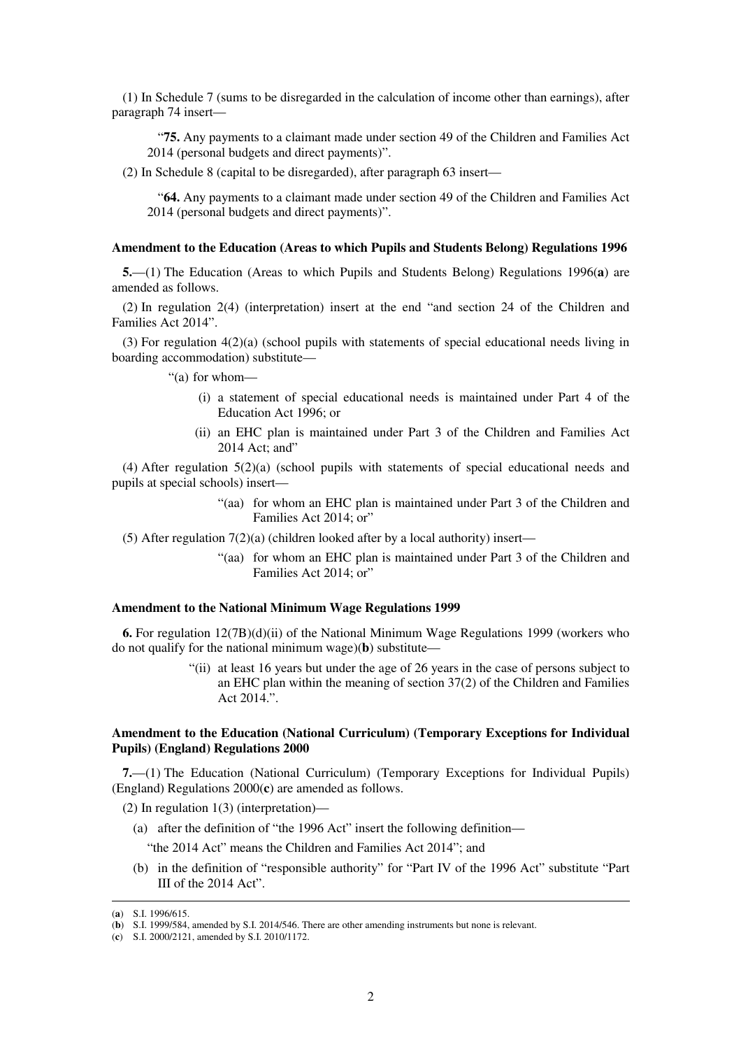(1) In Schedule 7 (sums to be disregarded in the calculation of income other than earnings), after paragraph 74 insert—

"**75.** Any payments to a claimant made under section 49 of the Children and Families Act 2014 (personal budgets and direct payments)".

(2) In Schedule 8 (capital to be disregarded), after paragraph 63 insert—

"**64.** Any payments to a claimant made under section 49 of the Children and Families Act 2014 (personal budgets and direct payments)".

**Amendment to the Education (Areas to which Pupils and Students Belong) Regulations 1996**

**5.**—(1) The Education (Areas to which Pupils and Students Belong) Regulations 1996(**a**) are amended as follows.

(2) In regulation 2(4) (interpretation) insert at the end "and section 24 of the Children and Families Act 2014".

(3) For regulation 4(2)(a) (school pupils with statements of special educational needs living in boarding accommodation) substitute—

"(a) for whom—

(i) a statement of special educational needs is maintained under Part 4 of the Education Act 1996; or

(ii) an EHC plan is maintained under Part 3 of the Children and Families Act 2014 Act; and"

(4) After regulation 5(2)(a) (school pupils with statements of special educational needs and pupils at special schools) insert—

"(aa) for whom an EHC plan is maintained under Part 3 of the Children and Families Act 2014; or"

(5) After regulation 7(2)(a) (children looked after by a local authority) insert—

"(aa) for whom an EHC plan is maintained under Part 3 of the Children and Families Act 2014; or"

**Amendment to the National Minimum Wage Regulations 1999**

**6.** For regulation 12(7B)(d)(ii) of the National Minimum Wage Regulations 1999 (workers who do not qualify for the national minimum wage)(**b**) substitute—

"(ii) at least 16 years but under the age of 26 years in the case of persons subject to an EHC plan within the meaning of section 37(2) of the Children and Families Act 2014.".

**Amendment to the Education (National Curriculum) (Temporary Exceptions for Individual Pupils) (England) Regulations 2000**

**7.**—(1) The Education (National Curriculum) (Temporary Exceptions for Individual Pupils) (England) Regulations 2000(**c**) are amended as follows.

(2) In regulation 1(3) (interpretation)—

(a) after the definition of "the 1996 Act" insert the following definition—

"the 2014 Act" means the Children and Families Act 2014"; and

(b) in the definition of "responsible authority" for "Part IV of the 1996 Act" substitute "Part III of the 2014 Act".

---

(**a**) S.I. 1996/615.
(**b**) S.I. 1999/584, amended by S.I. 2014/546. There are other amending instruments but none is relevant.
(**c**) S.I. 2000/2121, amended by S.I. 2010/1172.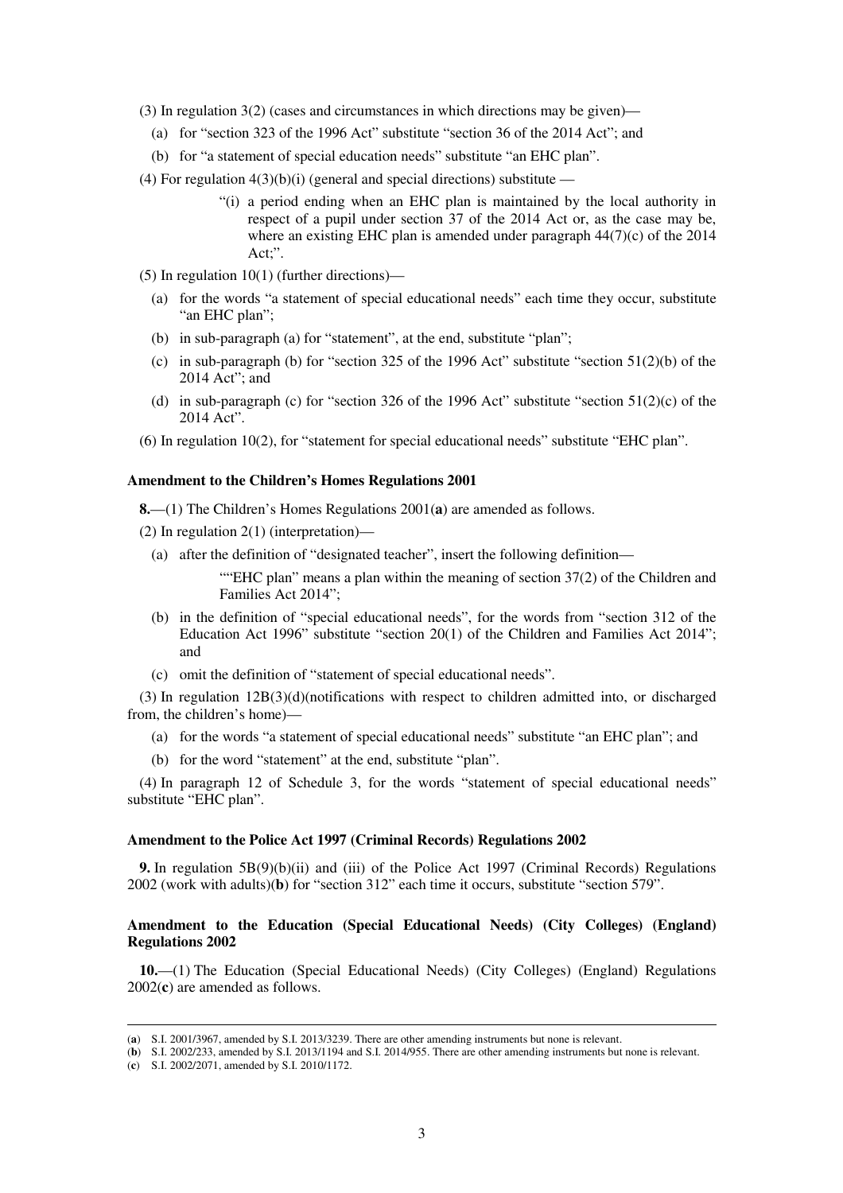(3) In regulation 3(2) (cases and circumstances in which directions may be given)—

(a) for "section 323 of the 1996 Act" substitute "section 36 of the 2014 Act"; and

(b) for "a statement of special education needs" substitute "an EHC plan".

(4) For regulation 4(3)(b)(i) (general and special directions) substitute —

> "(i) a period ending when an EHC plan is maintained by the local authority in respect of a pupil under section 37 of the 2014 Act or, as the case may be, where an existing EHC plan is amended under paragraph 44(7)(c) of the 2014 Act;".

(5) In regulation 10(1) (further directions)—

(a) for the words "a statement of special educational needs" each time they occur, substitute "an EHC plan";

(b) in sub-paragraph (a) for "statement", at the end, substitute "plan";

(c) in sub-paragraph (b) for "section 325 of the 1996 Act" substitute "section 51(2)(b) of the 2014 Act"; and

(d) in sub-paragraph (c) for "section 326 of the 1996 Act" substitute "section 51(2)(c) of the 2014 Act".

(6) In regulation 10(2), for "statement for special educational needs" substitute "EHC plan".

**Amendment to the Children's Homes Regulations 2001**

**8.**—(1) The Children's Homes Regulations 2001(**a**) are amended as follows.

(2) In regulation 2(1) (interpretation)—

(a) after the definition of "designated teacher", insert the following definition—

> ""EHC plan" means a plan within the meaning of section 37(2) of the Children and Families Act 2014";

(b) in the definition of "special educational needs", for the words from "section 312 of the Education Act 1996" substitute "section 20(1) of the Children and Families Act 2014"; and

(c) omit the definition of "statement of special educational needs".

(3) In regulation 12B(3)(d)(notifications with respect to children admitted into, or discharged from, the children's home)—

(a) for the words "a statement of special educational needs" substitute "an EHC plan"; and

(b) for the word "statement" at the end, substitute "plan".

(4) In paragraph 12 of Schedule 3, for the words "statement of special educational needs" substitute "EHC plan".

**Amendment to the Police Act 1997 (Criminal Records) Regulations 2002**

**9.** In regulation 5B(9)(b)(ii) and (iii) of the Police Act 1997 (Criminal Records) Regulations 2002 (work with adults)(**b**) for "section 312" each time it occurs, substitute "section 579".

**Amendment to the Education (Special Educational Needs) (City Colleges) (England) Regulations 2002**

**10.**—(1) The Education (Special Educational Needs) (City Colleges) (England) Regulations 2002(**c**) are amended as follows.

---

(**a**) S.I. 2001/3967, amended by S.I. 2013/3239. There are other amending instruments but none is relevant.

(**b**) S.I. 2002/233, amended by S.I. 2013/1194 and S.I. 2014/955. There are other amending instruments but none is relevant.

(**c**) S.I. 2002/2071, amended by S.I. 2010/1172.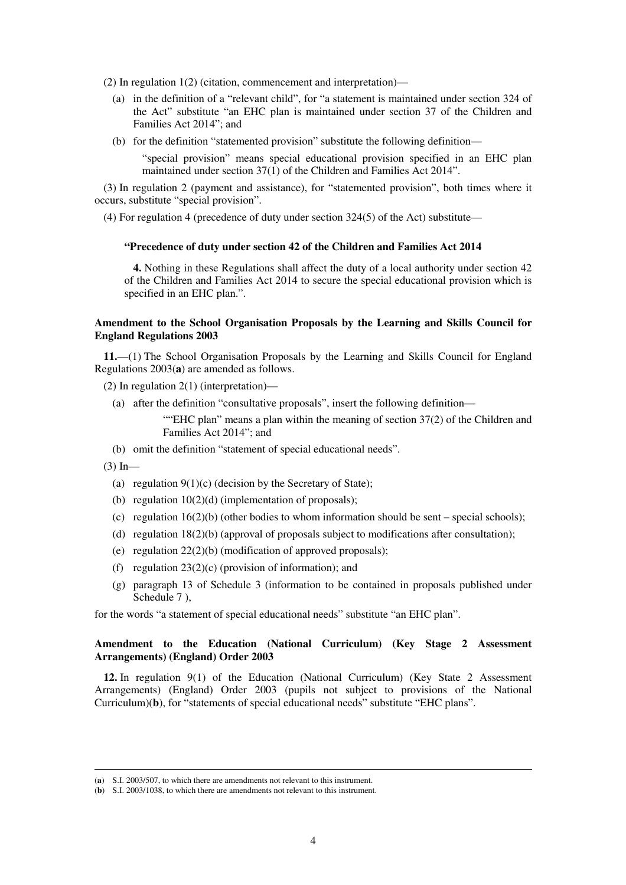(2) In regulation 1(2) (citation, commencement and interpretation)—

(a) in the definition of a "relevant child", for "a statement is maintained under section 324 of the Act" substitute "an EHC plan is maintained under section 37 of the Children and Families Act 2014"; and

(b) for the definition "statemented provision" substitute the following definition—

"special provision" means special educational provision specified in an EHC plan maintained under section 37(1) of the Children and Families Act 2014".

(3) In regulation 2 (payment and assistance), for "statemented provision", both times where it occurs, substitute "special provision".

(4) For regulation 4 (precedence of duty under section 324(5) of the Act) substitute—

**"Precedence of duty under section 42 of the Children and Families Act 2014**

**4.** Nothing in these Regulations shall affect the duty of a local authority under section 42 of the Children and Families Act 2014 to secure the special educational provision which is specified in an EHC plan.".

**Amendment to the School Organisation Proposals by the Learning and Skills Council for England Regulations 2003**

**11.**—(1) The School Organisation Proposals by the Learning and Skills Council for England Regulations 2003(**a**) are amended as follows.

(2) In regulation 2(1) (interpretation)—

(a) after the definition "consultative proposals", insert the following definition—

""EHC plan" means a plan within the meaning of section 37(2) of the Children and Families Act 2014"; and

(b) omit the definition "statement of special educational needs".

(3) In—

(a) regulation 9(1)(c) (decision by the Secretary of State);

(b) regulation 10(2)(d) (implementation of proposals);

(c) regulation 16(2)(b) (other bodies to whom information should be sent – special schools);

(d) regulation 18(2)(b) (approval of proposals subject to modifications after consultation);

(e) regulation 22(2)(b) (modification of approved proposals);

(f) regulation 23(2)(c) (provision of information); and

(g) paragraph 13 of Schedule 3 (information to be contained in proposals published under Schedule 7 ),

for the words "a statement of special educational needs" substitute "an EHC plan".

**Amendment to the Education (National Curriculum) (Key Stage 2 Assessment Arrangements) (England) Order 2003**

**12.** In regulation 9(1) of the Education (National Curriculum) (Key State 2 Assessment Arrangements) (England) Order 2003 (pupils not subject to provisions of the National Curriculum)(**b**), for "statements of special educational needs" substitute "EHC plans".

---

(**a**) S.I. 2003/507, to which there are amendments not relevant to this instrument.

(**b**) S.I. 2003/1038, to which there are amendments not relevant to this instrument.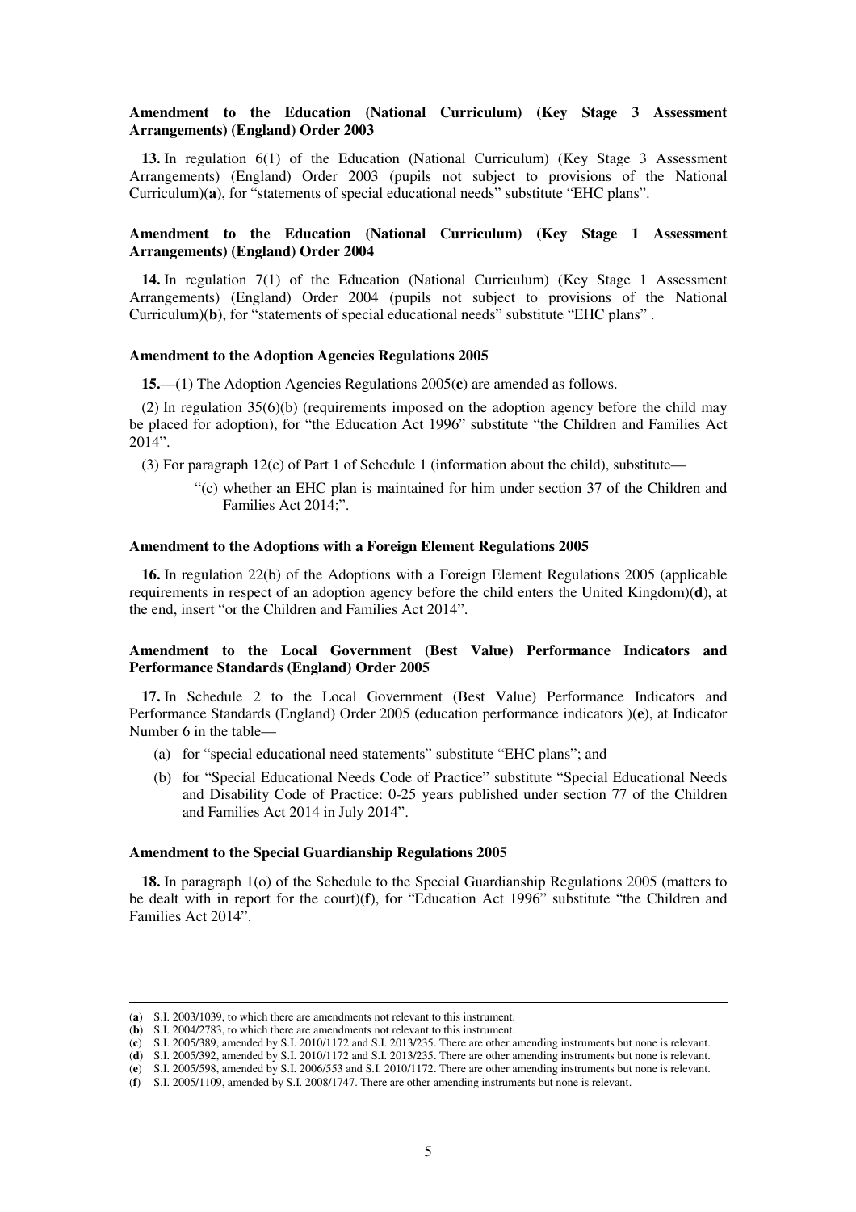**Amendment to the Education (National Curriculum) (Key Stage 3 Assessment Arrangements) (England) Order 2003**

**13.** In regulation 6(1) of the Education (National Curriculum) (Key Stage 3 Assessment Arrangements) (England) Order 2003 (pupils not subject to provisions of the National Curriculum)(**a**), for "statements of special educational needs" substitute "EHC plans".

**Amendment to the Education (National Curriculum) (Key Stage 1 Assessment Arrangements) (England) Order 2004**

**14.** In regulation 7(1) of the Education (National Curriculum) (Key Stage 1 Assessment Arrangements) (England) Order 2004 (pupils not subject to provisions of the National Curriculum)(**b**), for "statements of special educational needs" substitute "EHC plans" .

**Amendment to the Adoption Agencies Regulations 2005**

**15.**—(1) The Adoption Agencies Regulations 2005(**c**) are amended as follows.

(2) In regulation 35(6)(b) (requirements imposed on the adoption agency before the child may be placed for adoption), for "the Education Act 1996" substitute "the Children and Families Act 2014".

(3) For paragraph 12(c) of Part 1 of Schedule 1 (information about the child), substitute—

> "(c) whether an EHC plan is maintained for him under section 37 of the Children and Families Act 2014;".

**Amendment to the Adoptions with a Foreign Element Regulations 2005**

**16.** In regulation 22(b) of the Adoptions with a Foreign Element Regulations 2005 (applicable requirements in respect of an adoption agency before the child enters the United Kingdom)(**d**), at the end, insert "or the Children and Families Act 2014".

**Amendment to the Local Government (Best Value) Performance Indicators and Performance Standards (England) Order 2005**

**17.** In Schedule 2 to the Local Government (Best Value) Performance Indicators and Performance Standards (England) Order 2005 (education performance indicators )(**e**), at Indicator Number 6 in the table—

(a) for "special educational need statements" substitute "EHC plans"; and

(b) for "Special Educational Needs Code of Practice" substitute "Special Educational Needs and Disability Code of Practice: 0-25 years published under section 77 of the Children and Families Act 2014 in July 2014".

**Amendment to the Special Guardianship Regulations 2005**

**18.** In paragraph 1(o) of the Schedule to the Special Guardianship Regulations 2005 (matters to be dealt with in report for the court)(**f**), for "Education Act 1996" substitute "the Children and Families Act 2014".

---

(**a**) S.I. 2003/1039, to which there are amendments not relevant to this instrument.
(**b**) S.I. 2004/2783, to which there are amendments not relevant to this instrument.
(**c**) S.I. 2005/389, amended by S.I. 2010/1172 and S.I. 2013/235. There are other amending instruments but none is relevant.
(**d**) S.I. 2005/392, amended by S.I. 2010/1172 and S.I. 2013/235. There are other amending instruments but none is relevant.
(**e**) S.I. 2005/598, amended by S.I. 2006/553 and S.I. 2010/1172. There are other amending instruments but none is relevant.
(**f**) S.I. 2005/1109, amended by S.I. 2008/1747. There are other amending instruments but none is relevant.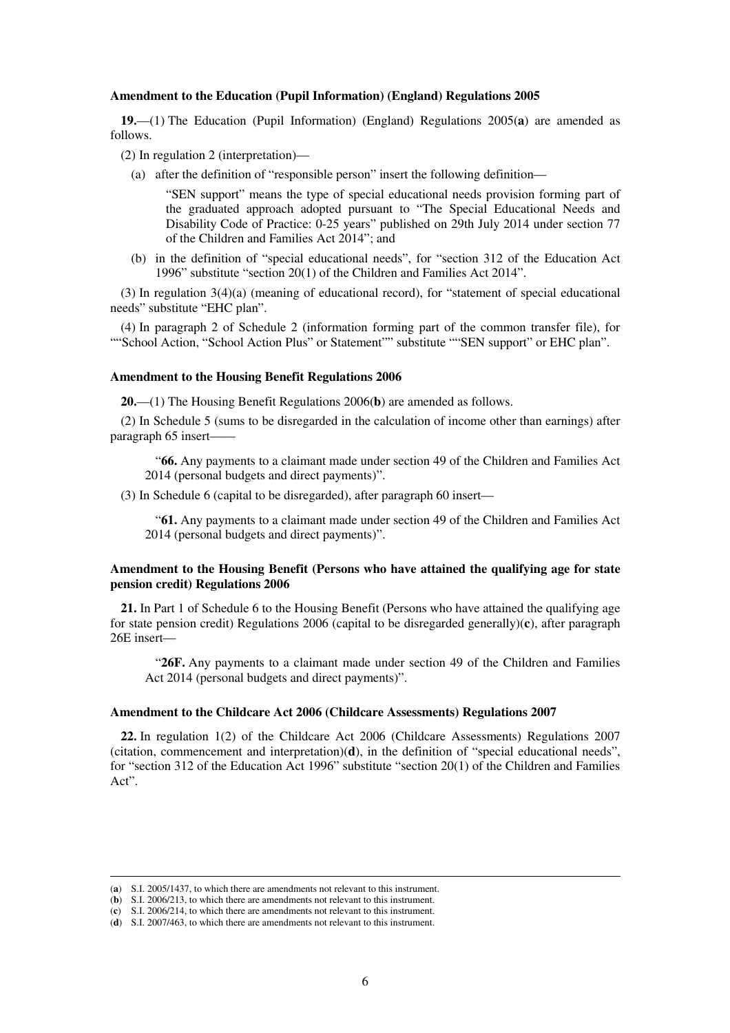**Amendment to the Education (Pupil Information) (England) Regulations 2005**

**19.**—(1) The Education (Pupil Information) (England) Regulations 2005(**a**) are amended as follows.

(2) In regulation 2 (interpretation)—

(a) after the definition of "responsible person" insert the following definition—

"SEN support" means the type of special educational needs provision forming part of the graduated approach adopted pursuant to "The Special Educational Needs and Disability Code of Practice: 0-25 years" published on 29th July 2014 under section 77 of the Children and Families Act 2014"; and

(b) in the definition of "special educational needs", for "section 312 of the Education Act 1996" substitute "section 20(1) of the Children and Families Act 2014".

(3) In regulation 3(4)(a) (meaning of educational record), for "statement of special educational needs" substitute "EHC plan".

(4) In paragraph 2 of Schedule 2 (information forming part of the common transfer file), for ""School Action, "School Action Plus" or Statement"" substitute ""SEN support" or EHC plan".

**Amendment to the Housing Benefit Regulations 2006**

**20.**—(1) The Housing Benefit Regulations 2006(**b**) are amended as follows.

(2) In Schedule 5 (sums to be disregarded in the calculation of income other than earnings) after paragraph 65 insert——

"**66.** Any payments to a claimant made under section 49 of the Children and Families Act 2014 (personal budgets and direct payments)".

(3) In Schedule 6 (capital to be disregarded), after paragraph 60 insert—

"**61.** Any payments to a claimant made under section 49 of the Children and Families Act 2014 (personal budgets and direct payments)".

**Amendment to the Housing Benefit (Persons who have attained the qualifying age for state pension credit) Regulations 2006**

**21.** In Part 1 of Schedule 6 to the Housing Benefit (Persons who have attained the qualifying age for state pension credit) Regulations 2006 (capital to be disregarded generally)(**c**), after paragraph 26E insert—

"**26F.** Any payments to a claimant made under section 49 of the Children and Families Act 2014 (personal budgets and direct payments)".

**Amendment to the Childcare Act 2006 (Childcare Assessments) Regulations 2007**

**22.** In regulation 1(2) of the Childcare Act 2006 (Childcare Assessments) Regulations 2007 (citation, commencement and interpretation)(**d**), in the definition of "special educational needs", for "section 312 of the Education Act 1996" substitute "section 20(1) of the Children and Families Act".

---

(**a**) S.I. 2005/1437, to which there are amendments not relevant to this instrument.
(**b**) S.I. 2006/213, to which there are amendments not relevant to this instrument.
(**c**) S.I. 2006/214, to which there are amendments not relevant to this instrument.
(**d**) S.I. 2007/463, to which there are amendments not relevant to this instrument.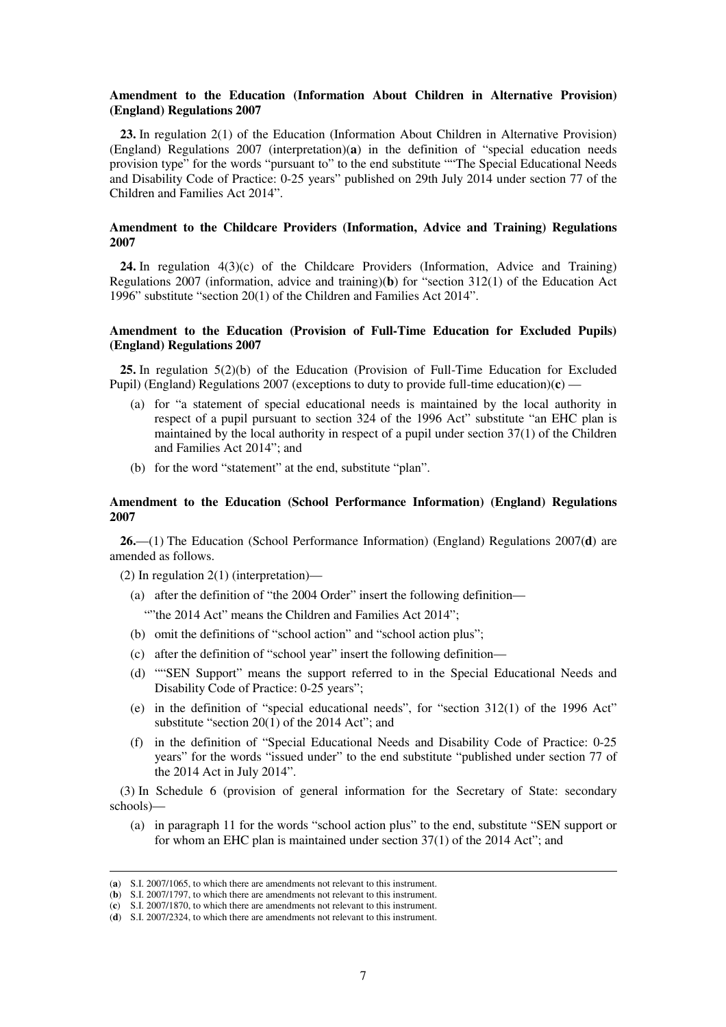### Amendment to the Education (Information About Children in Alternative Provision) (England) Regulations 2007

**23.** In regulation 2(1) of the Education (Information About Children in Alternative Provision) (England) Regulations 2007 (interpretation)(**a**) in the definition of "special education needs provision type" for the words "pursuant to" to the end substitute ""The Special Educational Needs and Disability Code of Practice: 0-25 years" published on 29th July 2014 under section 77 of the Children and Families Act 2014".

### Amendment to the Childcare Providers (Information, Advice and Training) Regulations 2007

**24.** In regulation 4(3)(c) of the Childcare Providers (Information, Advice and Training) Regulations 2007 (information, advice and training)(**b**) for "section 312(1) of the Education Act 1996" substitute "section 20(1) of the Children and Families Act 2014".

### Amendment to the Education (Provision of Full-Time Education for Excluded Pupils) (England) Regulations 2007

**25.** In regulation 5(2)(b) of the Education (Provision of Full-Time Education for Excluded Pupil) (England) Regulations 2007 (exceptions to duty to provide full-time education)(**c**) —

(a) for "a statement of special educational needs is maintained by the local authority in respect of a pupil pursuant to section 324 of the 1996 Act" substitute "an EHC plan is maintained by the local authority in respect of a pupil under section 37(1) of the Children and Families Act 2014"; and

(b) for the word "statement" at the end, substitute "plan".

### Amendment to the Education (School Performance Information) (England) Regulations 2007

**26.**—(1) The Education (School Performance Information) (England) Regulations 2007(**d**) are amended as follows.

(2) In regulation 2(1) (interpretation)—

(a) after the definition of "the 2004 Order" insert the following definition—

""the 2014 Act" means the Children and Families Act 2014";

(b) omit the definitions of "school action" and "school action plus";

(c) after the definition of "school year" insert the following definition—

(d) ""SEN Support" means the support referred to in the Special Educational Needs and Disability Code of Practice: 0-25 years";

(e) in the definition of "special educational needs", for "section 312(1) of the 1996 Act" substitute "section 20(1) of the 2014 Act"; and

(f) in the definition of "Special Educational Needs and Disability Code of Practice: 0-25 years" for the words "issued under" to the end substitute "published under section 77 of the 2014 Act in July 2014".

(3) In Schedule 6 (provision of general information for the Secretary of State: secondary schools)—

(a) in paragraph 11 for the words "school action plus" to the end, substitute "SEN support or for whom an EHC plan is maintained under section 37(1) of the 2014 Act"; and

---

(**a**) S.I. 2007/1065, to which there are amendments not relevant to this instrument.
(**b**) S.I. 2007/1797, to which there are amendments not relevant to this instrument.
(**c**) S.I. 2007/1870, to which there are amendments not relevant to this instrument.
(**d**) S.I. 2007/2324, to which there are amendments not relevant to this instrument.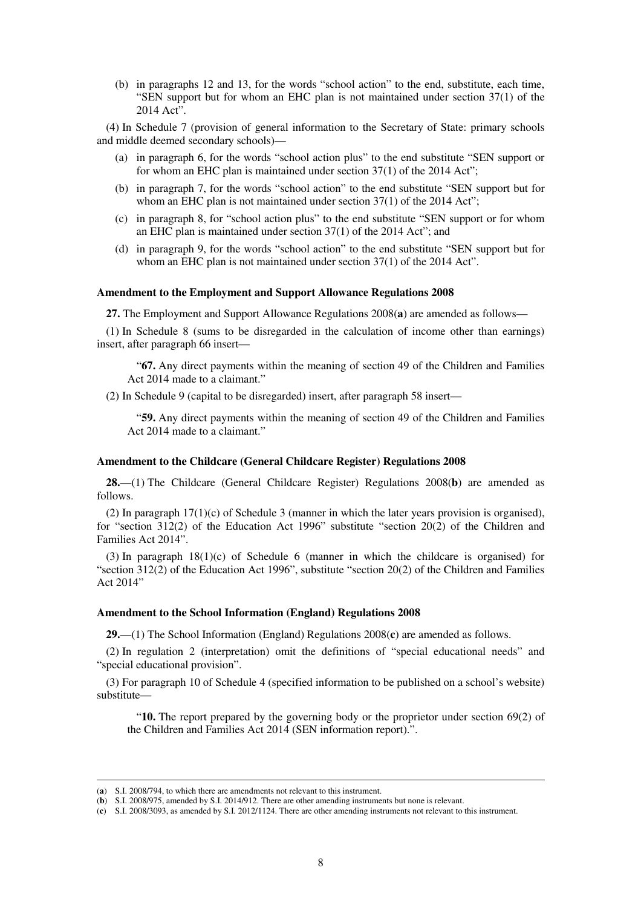(b) in paragraphs 12 and 13, for the words "school action" to the end, substitute, each time, "SEN support but for whom an EHC plan is not maintained under section 37(1) of the 2014 Act".

(4) In Schedule 7 (provision of general information to the Secretary of State: primary schools and middle deemed secondary schools)—

(a) in paragraph 6, for the words "school action plus" to the end substitute "SEN support or for whom an EHC plan is maintained under section 37(1) of the 2014 Act";

(b) in paragraph 7, for the words "school action" to the end substitute "SEN support but for whom an EHC plan is not maintained under section 37(1) of the 2014 Act";

(c) in paragraph 8, for "school action plus" to the end substitute "SEN support or for whom an EHC plan is maintained under section 37(1) of the 2014 Act"; and

(d) in paragraph 9, for the words "school action" to the end substitute "SEN support but for whom an EHC plan is not maintained under section 37(1) of the 2014 Act".

**Amendment to the Employment and Support Allowance Regulations 2008**

**27.** The Employment and Support Allowance Regulations 2008(**a**) are amended as follows—

(1) In Schedule 8 (sums to be disregarded in the calculation of income other than earnings) insert, after paragraph 66 insert—

"**67.** Any direct payments within the meaning of section 49 of the Children and Families Act 2014 made to a claimant."

(2) In Schedule 9 (capital to be disregarded) insert, after paragraph 58 insert—

"**59.** Any direct payments within the meaning of section 49 of the Children and Families Act 2014 made to a claimant."

**Amendment to the Childcare (General Childcare Register) Regulations 2008**

**28.**—(1) The Childcare (General Childcare Register) Regulations 2008(**b**) are amended as follows.

(2) In paragraph 17(1)(c) of Schedule 3 (manner in which the later years provision is organised), for "section 312(2) of the Education Act 1996" substitute "section 20(2) of the Children and Families Act 2014".

(3) In paragraph 18(1)(c) of Schedule 6 (manner in which the childcare is organised) for "section 312(2) of the Education Act 1996", substitute "section 20(2) of the Children and Families Act 2014"

**Amendment to the School Information (England) Regulations 2008**

**29.**—(1) The School Information (England) Regulations 2008(**c**) are amended as follows.

(2) In regulation 2 (interpretation) omit the definitions of "special educational needs" and "special educational provision".

(3) For paragraph 10 of Schedule 4 (specified information to be published on a school's website) substitute—

"**10.** The report prepared by the governing body or the proprietor under section 69(2) of the Children and Families Act 2014 (SEN information report).".

---

(**a**) S.I. 2008/794, to which there are amendments not relevant to this instrument.

(**b**) S.I. 2008/975, amended by S.I. 2014/912. There are other amending instruments but none is relevant.

(**c**) S.I. 2008/3093, as amended by S.I. 2012/1124. There are other amending instruments not relevant to this instrument.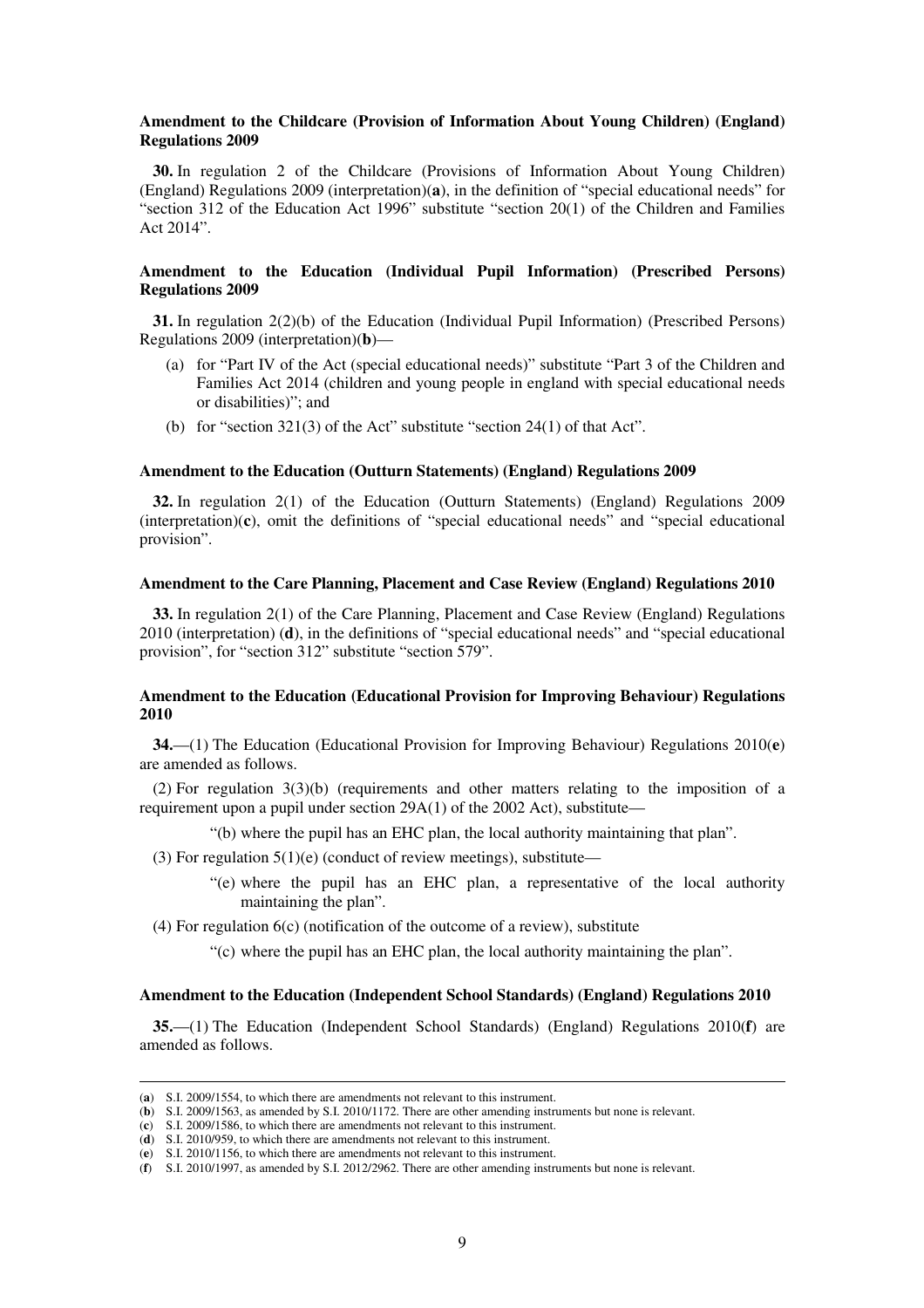### Amendment to the Childcare (Provision of Information About Young Children) (England) Regulations 2009

**30.** In regulation 2 of the Childcare (Provisions of Information About Young Children) (England) Regulations 2009 (interpretation)(**a**), in the definition of "special educational needs" for "section 312 of the Education Act 1996" substitute "section 20(1) of the Children and Families Act 2014".

### Amendment to the Education (Individual Pupil Information) (Prescribed Persons) Regulations 2009

**31.** In regulation 2(2)(b) of the Education (Individual Pupil Information) (Prescribed Persons) Regulations 2009 (interpretation)(**b**)—

(a) for "Part IV of the Act (special educational needs)" substitute "Part 3 of the Children and Families Act 2014 (children and young people in england with special educational needs or disabilities)"; and

(b) for "section 321(3) of the Act" substitute "section 24(1) of that Act".

### Amendment to the Education (Outturn Statements) (England) Regulations 2009

**32.** In regulation 2(1) of the Education (Outturn Statements) (England) Regulations 2009 (interpretation)(**c**), omit the definitions of "special educational needs" and "special educational provision".

### Amendment to the Care Planning, Placement and Case Review (England) Regulations 2010

**33.** In regulation 2(1) of the Care Planning, Placement and Case Review (England) Regulations 2010 (interpretation) (**d**), in the definitions of "special educational needs" and "special educational provision", for "section 312" substitute "section 579".

### Amendment to the Education (Educational Provision for Improving Behaviour) Regulations 2010

**34.**—(1) The Education (Educational Provision for Improving Behaviour) Regulations 2010(**e**) are amended as follows.

(2) For regulation 3(3)(b) (requirements and other matters relating to the imposition of a requirement upon a pupil under section 29A(1) of the 2002 Act), substitute—

"(b) where the pupil has an EHC plan, the local authority maintaining that plan".

(3) For regulation 5(1)(e) (conduct of review meetings), substitute—

"(e) where the pupil has an EHC plan, a representative of the local authority maintaining the plan".

(4) For regulation 6(c) (notification of the outcome of a review), substitute

"(c) where the pupil has an EHC plan, the local authority maintaining the plan".

### Amendment to the Education (Independent School Standards) (England) Regulations 2010

**35.**—(1) The Education (Independent School Standards) (England) Regulations 2010(**f**) are amended as follows.

---

(**a**) S.I. 2009/1554, to which there are amendments not relevant to this instrument.
(**b**) S.I. 2009/1563, as amended by S.I. 2010/1172. There are other amending instruments but none is relevant.
(**c**) S.I. 2009/1586, to which there are amendments not relevant to this instrument.
(**d**) S.I. 2010/959, to which there are amendments not relevant to this instrument.
(**e**) S.I. 2010/1156, to which there are amendments not relevant to this instrument.
(**f**) S.I. 2010/1997, as amended by S.I. 2012/2962. There are other amending instruments but none is relevant.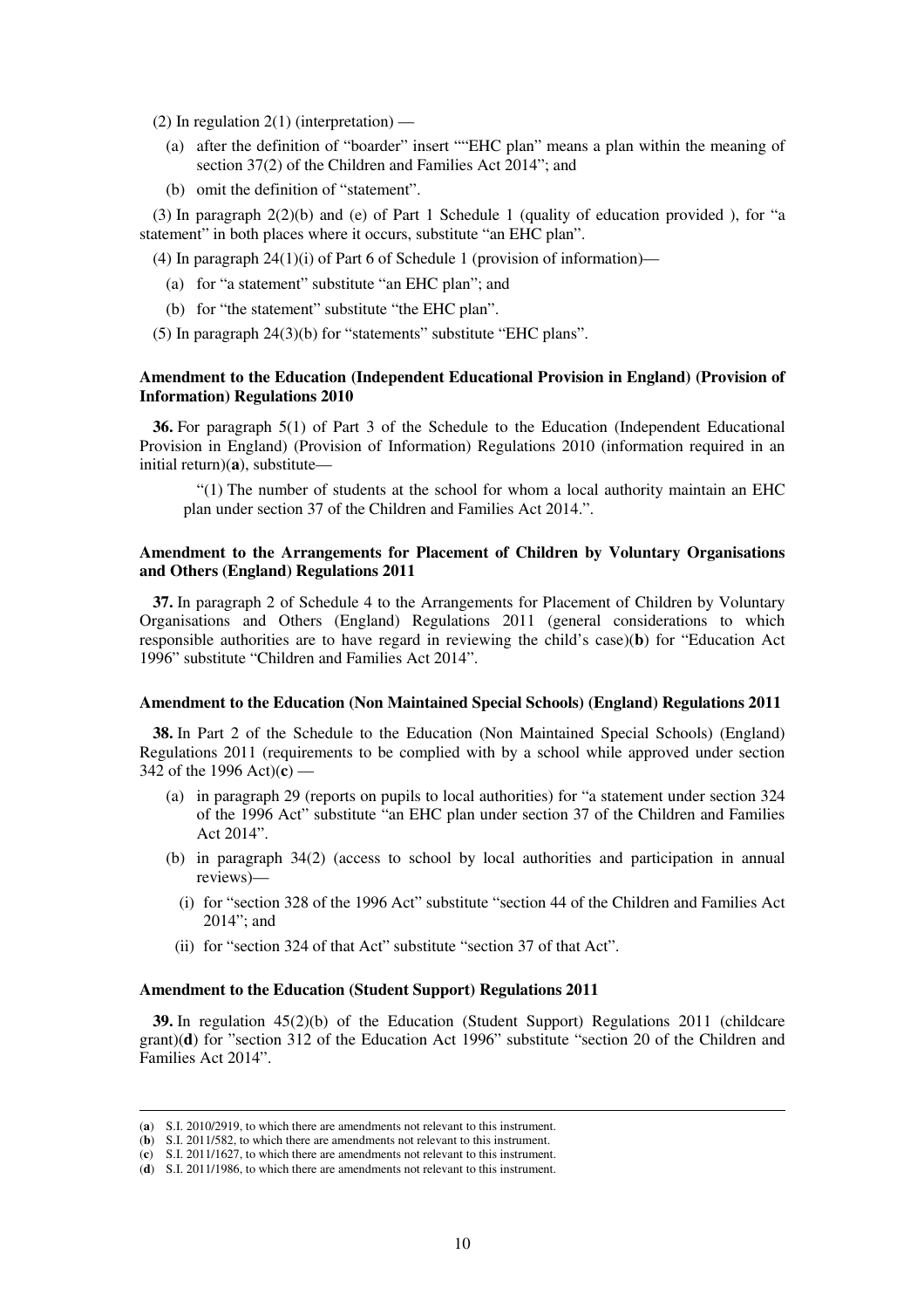(2) In regulation 2(1) (interpretation) —

(a) after the definition of "boarder" insert ""EHC plan" means a plan within the meaning of section 37(2) of the Children and Families Act 2014"; and

(b) omit the definition of "statement".

(3) In paragraph 2(2)(b) and (e) of Part 1 Schedule 1 (quality of education provided ), for "a statement" in both places where it occurs, substitute "an EHC plan".

(4) In paragraph 24(1)(i) of Part 6 of Schedule 1 (provision of information)—

(a) for "a statement" substitute "an EHC plan"; and

(b) for "the statement" substitute "the EHC plan".

(5) In paragraph 24(3)(b) for "statements" substitute "EHC plans".

**Amendment to the Education (Independent Educational Provision in England) (Provision of Information) Regulations 2010**

**36.** For paragraph 5(1) of Part 3 of the Schedule to the Education (Independent Educational Provision in England) (Provision of Information) Regulations 2010 (information required in an initial return)(**a**), substitute—

"(1) The number of students at the school for whom a local authority maintain an EHC plan under section 37 of the Children and Families Act 2014.".

**Amendment to the Arrangements for Placement of Children by Voluntary Organisations and Others (England) Regulations 2011**

**37.** In paragraph 2 of Schedule 4 to the Arrangements for Placement of Children by Voluntary Organisations and Others (England) Regulations 2011 (general considerations to which responsible authorities are to have regard in reviewing the child's case)(**b**) for "Education Act 1996" substitute "Children and Families Act 2014".

**Amendment to the Education (Non Maintained Special Schools) (England) Regulations 2011**

**38.** In Part 2 of the Schedule to the Education (Non Maintained Special Schools) (England) Regulations 2011 (requirements to be complied with by a school while approved under section 342 of the 1996 Act)(**c**) —

(a) in paragraph 29 (reports on pupils to local authorities) for "a statement under section 324 of the 1996 Act" substitute "an EHC plan under section 37 of the Children and Families Act 2014".

(b) in paragraph 34(2) (access to school by local authorities and participation in annual reviews)—

(i) for "section 328 of the 1996 Act" substitute "section 44 of the Children and Families Act 2014"; and

(ii) for "section 324 of that Act" substitute "section 37 of that Act".

**Amendment to the Education (Student Support) Regulations 2011**

**39.** In regulation 45(2)(b) of the Education (Student Support) Regulations 2011 (childcare grant)(**d**) for "section 312 of the Education Act 1996" substitute "section 20 of the Children and Families Act 2014".

---

(**a**) S.I. 2010/2919, to which there are amendments not relevant to this instrument.
(**b**) S.I. 2011/582, to which there are amendments not relevant to this instrument.
(**c**) S.I. 2011/1627, to which there are amendments not relevant to this instrument.
(**d**) S.I. 2011/1986, to which there are amendments not relevant to this instrument.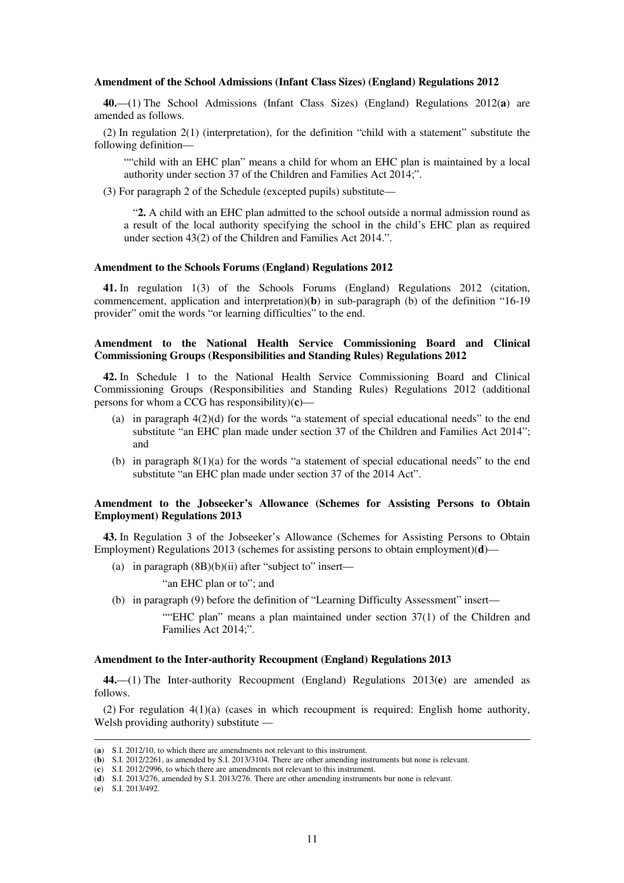**Amendment of the School Admissions (Infant Class Sizes) (England) Regulations 2012**

**40.**—(1) The School Admissions (Infant Class Sizes) (England) Regulations 2012(**a**) are amended as follows.

(2) In regulation 2(1) (interpretation), for the definition "child with a statement" substitute the following definition—

> ""child with an EHC plan" means a child for whom an EHC plan is maintained by a local authority under section 37 of the Children and Families Act 2014;".

(3) For paragraph 2 of the Schedule (excepted pupils) substitute—

> "**2.** A child with an EHC plan admitted to the school outside a normal admission round as a result of the local authority specifying the school in the child's EHC plan as required under section 43(2) of the Children and Families Act 2014.".

**Amendment to the Schools Forums (England) Regulations 2012**

**41.** In regulation 1(3) of the Schools Forums (England) Regulations 2012 (citation, commencement, application and interpretation)(**b**) in sub-paragraph (b) of the definition "16-19 provider" omit the words "or learning difficulties" to the end.

**Amendment to the National Health Service Commissioning Board and Clinical Commissioning Groups (Responsibilities and Standing Rules) Regulations 2012**

**42.** In Schedule 1 to the National Health Service Commissioning Board and Clinical Commissioning Groups (Responsibilities and Standing Rules) Regulations 2012 (additional persons for whom a CCG has responsibility)(**c**)—

(a) in paragraph 4(2)(d) for the words "a statement of special educational needs" to the end substitute "an EHC plan made under section 37 of the Children and Families Act 2014"; and

(b) in paragraph 8(1)(a) for the words "a statement of special educational needs" to the end substitute "an EHC plan made under section 37 of the 2014 Act".

**Amendment to the Jobseeker's Allowance (Schemes for Assisting Persons to Obtain Employment) Regulations 2013**

**43.** In Regulation 3 of the Jobseeker's Allowance (Schemes for Assisting Persons to Obtain Employment) Regulations 2013 (schemes for assisting persons to obtain employment)(**d**)—

(a) in paragraph (8B)(b)(ii) after "subject to" insert—

> "an EHC plan or to"; and

(b) in paragraph (9) before the definition of "Learning Difficulty Assessment" insert—

> ""EHC plan" means a plan maintained under section 37(1) of the Children and Families Act 2014;".

**Amendment to the Inter-authority Recoupment (England) Regulations 2013**

**44.**—(1) The Inter-authority Recoupment (England) Regulations 2013(**e**) are amended as follows.

(2) For regulation 4(1)(a) (cases in which recoupment is required: English home authority, Welsh providing authority) substitute —

---

(**a**) S.I. 2012/10, to which there are amendments not relevant to this instrument.
(**b**) S.I. 2012/2261, as amended by S.I. 2013/3104. There are other amending instruments but none is relevant.
(**c**) S.I. 2012/2996, to which there are amendments not relevant to this instrument.
(**d**) S.I. 2013/276, amended by S.I. 2013/276. There are other amending instruments bur none is relevant.
(**e**) S.I. 2013/492.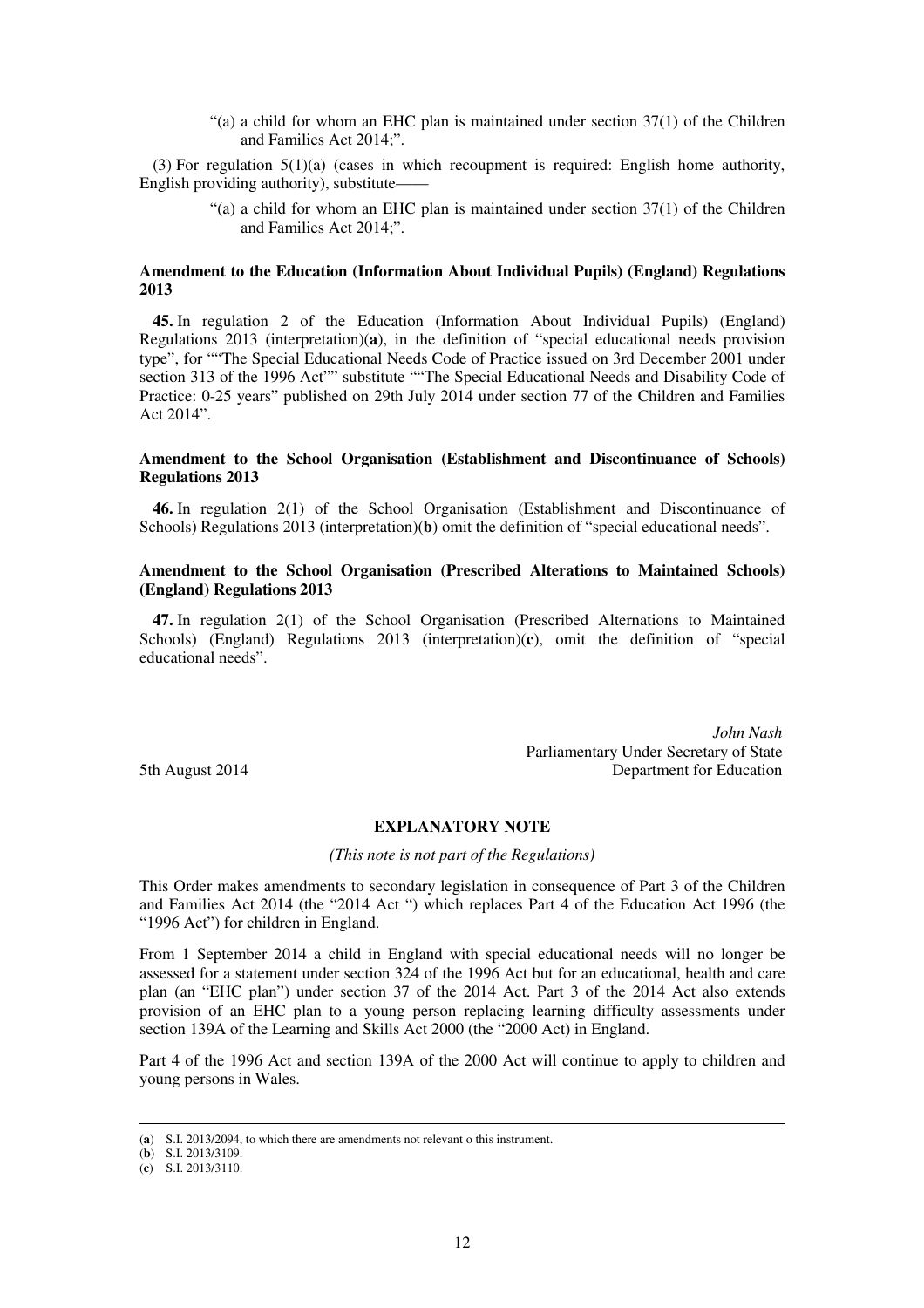"(a) a child for whom an EHC plan is maintained under section 37(1) of the Children and Families Act 2014;".

(3) For regulation 5(1)(a) (cases in which recoupment is required: English home authority, English providing authority), substitute——

"(a) a child for whom an EHC plan is maintained under section 37(1) of the Children and Families Act 2014;".

**Amendment to the Education (Information About Individual Pupils) (England) Regulations 2013**

**45.** In regulation 2 of the Education (Information About Individual Pupils) (England) Regulations 2013 (interpretation)(**a**), in the definition of "special educational needs provision type", for ""The Special Educational Needs Code of Practice issued on 3rd December 2001 under section 313 of the 1996 Act"" substitute ""The Special Educational Needs and Disability Code of Practice: 0-25 years" published on 29th July 2014 under section 77 of the Children and Families Act 2014".

**Amendment to the School Organisation (Establishment and Discontinuance of Schools) Regulations 2013**

**46.** In regulation 2(1) of the School Organisation (Establishment and Discontinuance of Schools) Regulations 2013 (interpretation)(**b**) omit the definition of "special educational needs".

**Amendment to the School Organisation (Prescribed Alterations to Maintained Schools) (England) Regulations 2013**

**47.** In regulation 2(1) of the School Organisation (Prescribed Alternations to Maintained Schools) (England) Regulations 2013 (interpretation)(**c**), omit the definition of "special educational needs".

*John Nash*
Parliamentary Under Secretary of State
Department for Education

5th August 2014

**EXPLANATORY NOTE**

*(This note is not part of the Regulations)*

This Order makes amendments to secondary legislation in consequence of Part 3 of the Children and Families Act 2014 (the "2014 Act ") which replaces Part 4 of the Education Act 1996 (the "1996 Act") for children in England.

From 1 September 2014 a child in England with special educational needs will no longer be assessed for a statement under section 324 of the 1996 Act but for an educational, health and care plan (an "EHC plan") under section 37 of the 2014 Act. Part 3 of the 2014 Act also extends provision of an EHC plan to a young person replacing learning difficulty assessments under section 139A of the Learning and Skills Act 2000 (the "2000 Act) in England.

Part 4 of the 1996 Act and section 139A of the 2000 Act will continue to apply to children and young persons in Wales.

---

(**a**) S.I. 2013/2094, to which there are amendments not relevant o this instrument.
(**b**) S.I. 2013/3109.
(**c**) S.I. 2013/3110.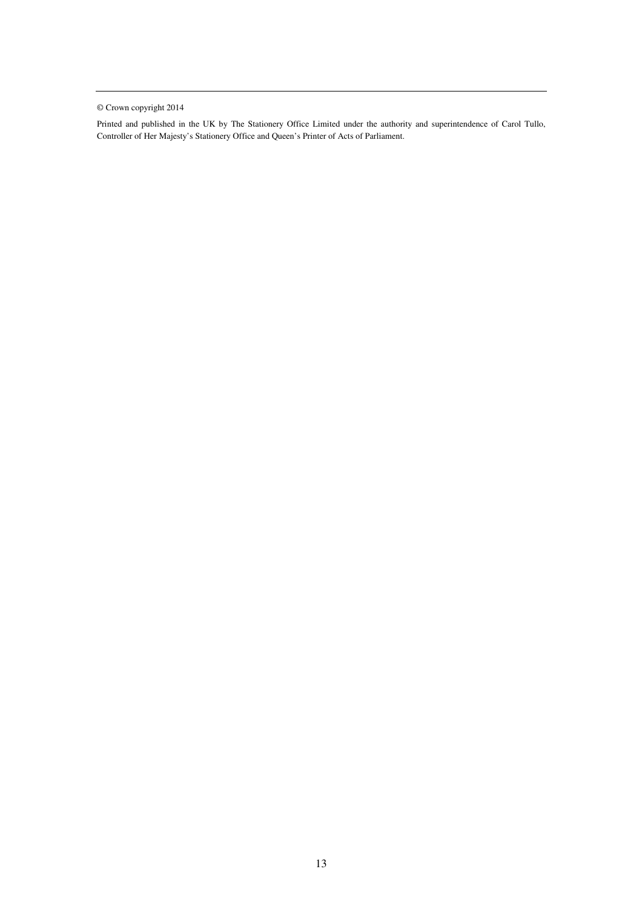---

© Crown copyright 2014

Printed and published in the UK by The Stationery Office Limited under the authority and superintendence of Carol Tullo, Controller of Her Majesty's Stationery Office and Queen's Printer of Acts of Parliament.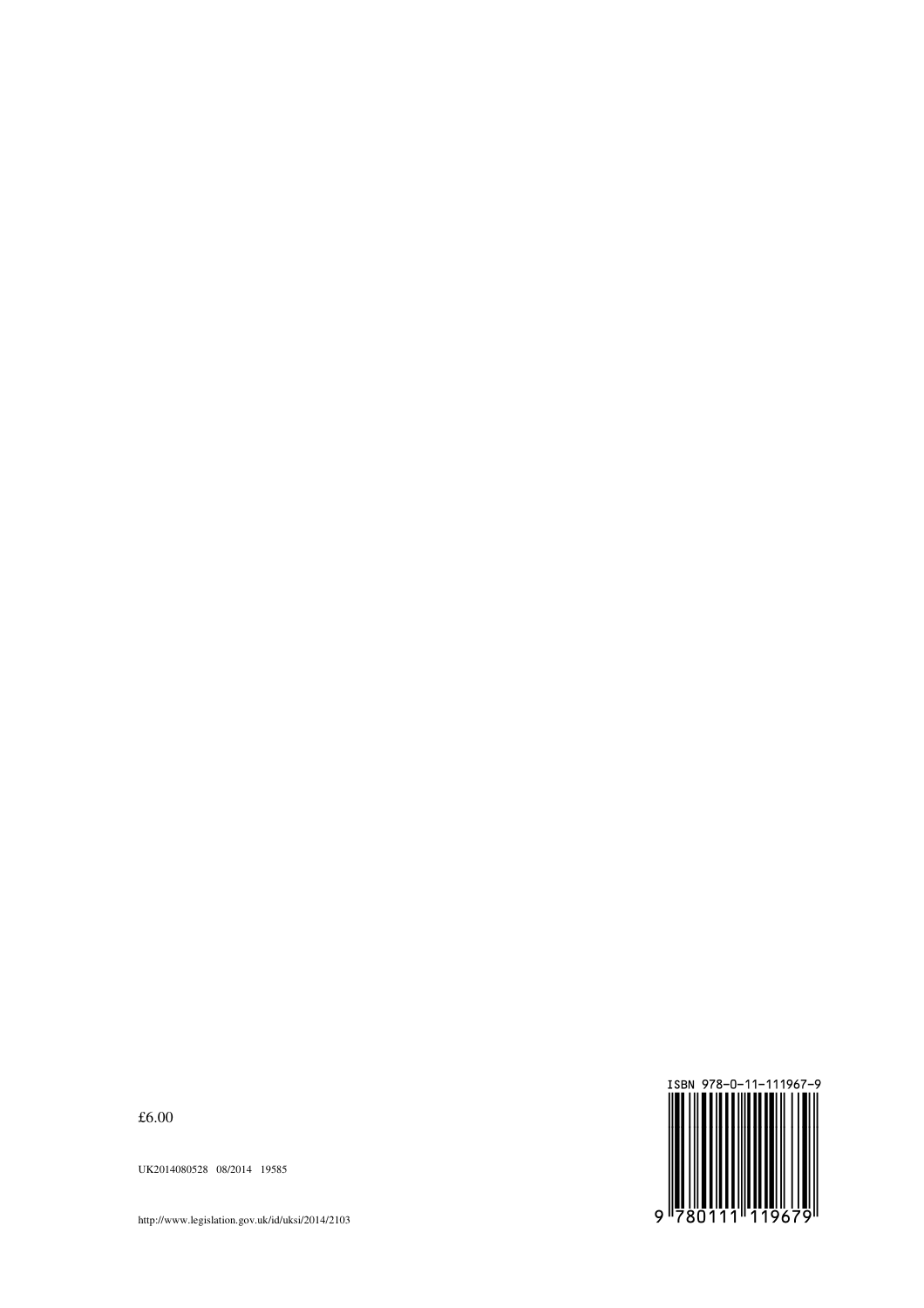£6.00

UK2014080528 08/2014 19585

http://www.legislation.gov.uk/id/uksi/2014/2103

ISBN 978-0-11-111967-9

9 780111 119679